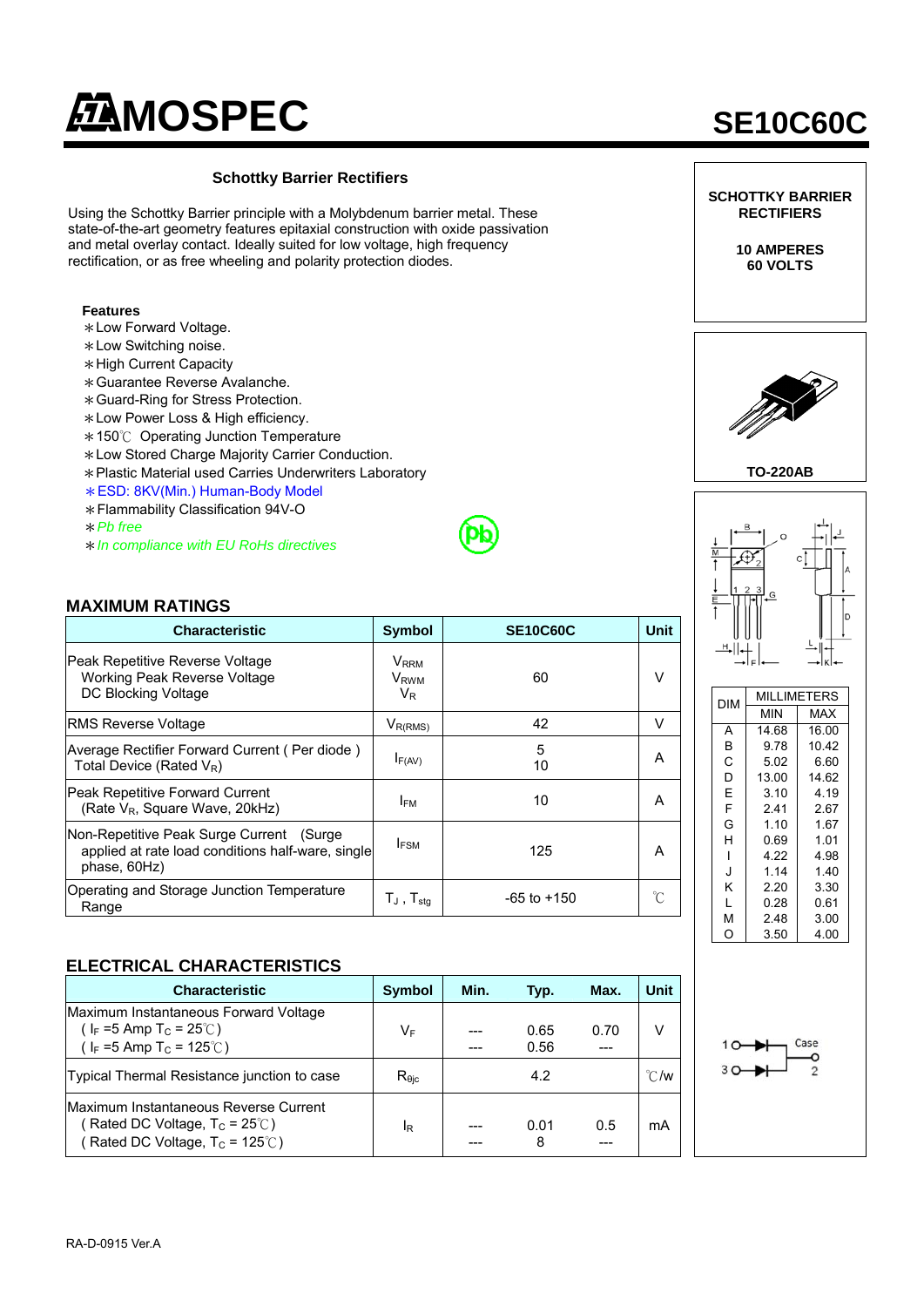# MOSPEC

# SE10C60C

## Schottky Barrier Rectifiers

Using the Schottky Barrier principle with a Molybdenum barrier metal. These state-of-the-art geometry features epitaxial construction with oxide passivation and metal overlay contact. Ideally suited for low voltage, high frequency rectification, or as free wheeling and polarity protection diodes.

**SCHOTTKY BARRIER RECTIFIERS**

**10 AMPERES**
**60 VOLTS**

**TO-220AB**

### Features

- ∗Low Forward Voltage.
- ∗Low Switching noise.
- ∗High Current Capacity
- ∗Guarantee Reverse Avalanche.
- ∗Guard-Ring for Stress Protection.
- ∗Low Power Loss & High efficiency.
- ∗150℃ Operating Junction Temperature
- ∗Low Stored Charge Majority Carrier Conduction.
- ∗Plastic Material used Carries Underwriters Laboratory
- ∗ESD: 8KV(Min.) Human-Body Model
- ∗Flammability Classification 94V-O
- ∗*Pb free*
- ∗*In compliance with EU RoHs directives*

## MAXIMUM RATINGS

| Characteristic | Symbol | SE10C60C | Unit |
|---|---|---|---|
| Peak Repetitive Reverse Voltage<br>Working Peak Reverse Voltage<br>DC Blocking Voltage | $V_{RRM}$<br>$V_{RWM}$<br>$V_R$ | 60 | V |
| RMS Reverse Voltage | $V_{R(RMS)}$ | 42 | V |
| Average Rectifier Forward Current ( Per diode )<br>Total Device (Rated $V_R$) | $I_{F(AV)}$ | 5<br>10 | A |
| Peak Repetitive Forward Current<br>(Rate $V_R$, Square Wave, 20kHz) | $I_{FM}$ | 10 | A |
| Non-Repetitive Peak Surge Current (Surge applied at rate load conditions half-ware, single phase, 60Hz) | $I_{FSM}$ | 125 | A |
| Operating and Storage Junction Temperature Range | $T_J$ , $T_{stg}$ | -65 to +150 | ℃ |

## ELECTRICAL CHARACTERISTICS

| Characteristic | Symbol | Min. | Typ. | Max. | Unit |
|---|---|---|---|---|---|
| Maximum Instantaneous Forward Voltage<br>( $I_F$ =5 Amp $T_C$ = 25℃)<br>( $I_F$ =5 Amp $T_C$ = 125℃) | $V_F$ | ---<br>--- | 0.65<br>0.56 | 0.70<br>--- | V |
| Typical Thermal Resistance junction to case | $R_{\theta jc}$ | | 4.2 | | ℃/w |
| Maximum Instantaneous Reverse Current<br>( Rated DC Voltage, $T_C$ = 25℃)<br>( Rated DC Voltage, $T_C$ = 125℃) | $I_R$ | ---<br>--- | 0.01<br>8 | 0.5<br>--- | mA |

| DIM | MILLIMETERS MIN | MILLIMETERS MAX |
|---|---|---|
| A | 14.68 | 16.00 |
| B | 9.78 | 10.42 |
| C | 5.02 | 6.60 |
| D | 13.00 | 14.62 |
| E | 3.10 | 4.19 |
| F | 2.41 | 2.67 |
| G | 1.10 | 1.67 |
| H | 0.69 | 1.01 |
| I | 4.22 | 4.98 |
| J | 1.14 | 1.40 |
| K | 2.20 | 3.30 |
| L | 0.28 | 0.61 |
| M | 2.48 | 3.00 |
| O | 3.50 | 4.00 |

RA-D-0915 Ver.A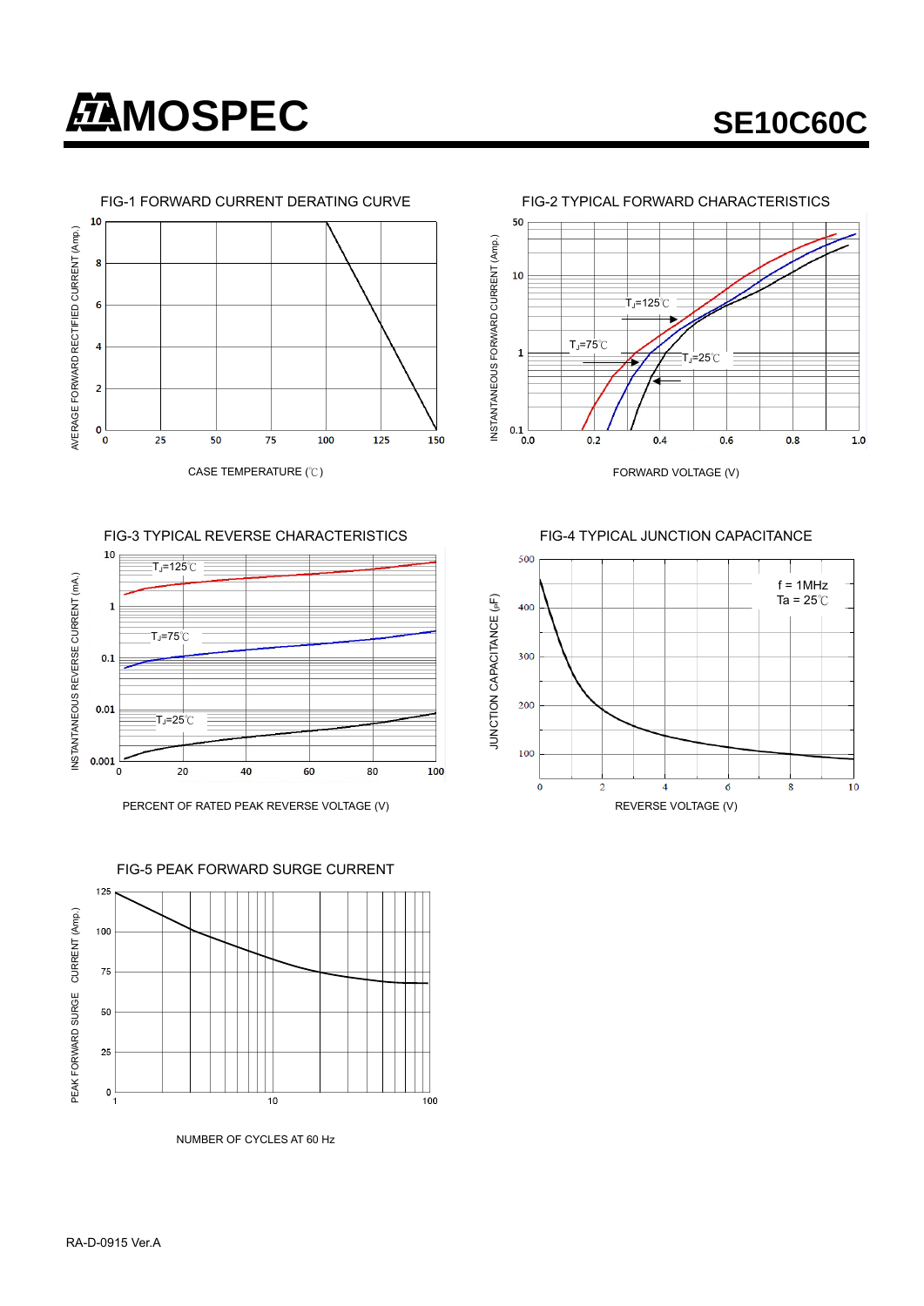# MOSPEC SE10C60C

FIG-1 FORWARD CURRENT DERATING CURVE

AVERAGE FORWARD RECTIFIED CURRENT (Amp.)

CASE TEMPERATURE (℃)

FIG-2 TYPICAL FORWARD CHARACTERISTICS

INSTANTANEOUS FORWARD CURRENT (Amp.)

$T_J$=125℃

$T_J$=75℃

$T_J$=25℃

FORWARD VOLTAGE (V)

FIG-3 TYPICAL REVERSE CHARACTERISTICS

INSTANTANEOUS REVERSE CURRENT (mA.)

$T_J$=125℃

$T_J$=75℃

$T_J$=25℃

PERCENT OF RATED PEAK REVERSE VOLTAGE (V)

FIG-4 TYPICAL JUNCTION CAPACITANCE

JUNCTION CAPACITANCE (pF)

f = 1MHz
Ta = 25℃

REVERSE VOLTAGE (V)

FIG-5 PEAK FORWARD SURGE CURRENT

PEAK FORWARD SURGE CURRENT (Amp.)

NUMBER OF CYCLES AT 60 Hz

RA-D-0915 Ver.A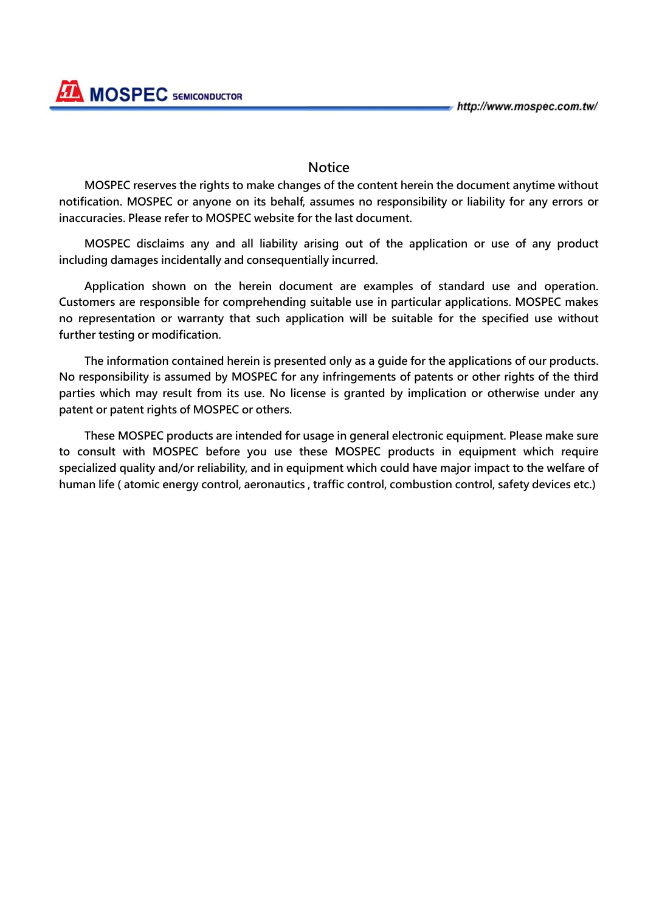# Notice

MOSPEC reserves the rights to make changes of the content herein the document anytime without notification. MOSPEC or anyone on its behalf, assumes no responsibility or liability for any errors or inaccuracies. Please refer to MOSPEC website for the last document.

MOSPEC disclaims any and all liability arising out of the application or use of any product including damages incidentally and consequentially incurred.

Application shown on the herein document are examples of standard use and operation. Customers are responsible for comprehending suitable use in particular applications. MOSPEC makes no representation or warranty that such application will be suitable for the specified use without further testing or modification.

The information contained herein is presented only as a guide for the applications of our products. No responsibility is assumed by MOSPEC for any infringements of patents or other rights of the third parties which may result from its use. No license is granted by implication or otherwise under any patent or patent rights of MOSPEC or others.

These MOSPEC products are intended for usage in general electronic equipment. Please make sure to consult with MOSPEC before you use these MOSPEC products in equipment which require specialized quality and/or reliability, and in equipment which could have major impact to the welfare of human life ( atomic energy control, aeronautics , traffic control, combustion control, safety devices etc.)